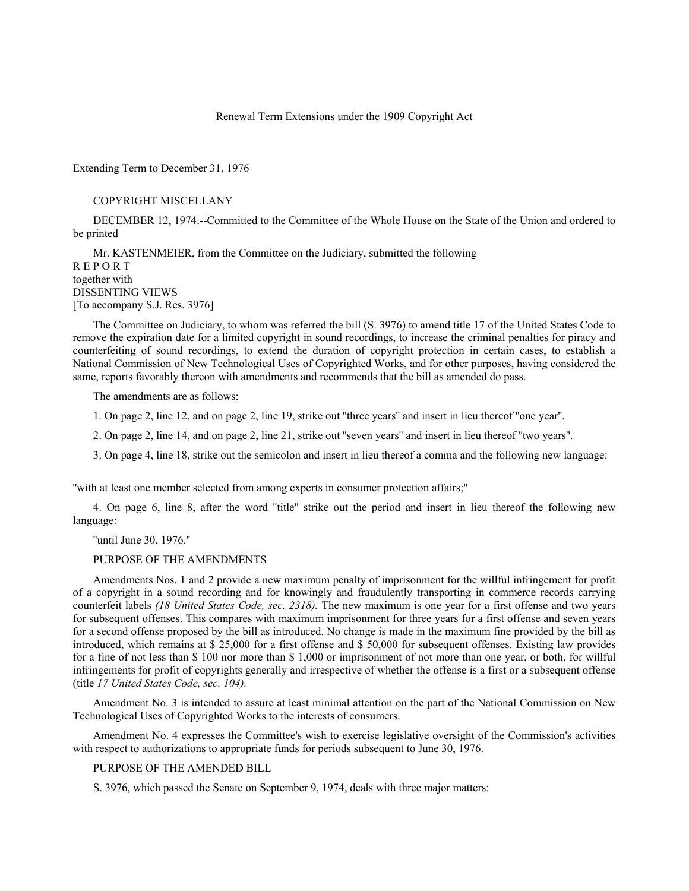Renewal Term Extensions under the 1909 Copyright Act

Extending Term to December 31, 1976

COPYRIGHT MISCELLANY

DECEMBER 12, 1974.--Committed to the Committee of the Whole House on the State of the Union and ordered to be printed

Mr. KASTENMEIER, from the Committee on the Judiciary, submitted the following

R E P O R T

together with

DISSENTING VIEWS

[To accompany S.J. Res. 3976]

The Committee on Judiciary, to whom was referred the bill (S. 3976) to amend title 17 of the United States Code to remove the expiration date for a limited copyright in sound recordings, to increase the criminal penalties for piracy and counterfeiting of sound recordings, to extend the duration of copyright protection in certain cases, to establish a National Commission of New Technological Uses of Copyrighted Works, and for other purposes, having considered the same, reports favorably thereon with amendments and recommends that the bill as amended do pass.

The amendments are as follows:

1. On page 2, line 12, and on page 2, line 19, strike out "three years" and insert in lieu thereof "one year".

2. On page 2, line 14, and on page 2, line 21, strike out "seven years" and insert in lieu thereof "two years".

3. On page 4, line 18, strike out the semicolon and insert in lieu thereof a comma and the following new language:

"with at least one member selected from among experts in consumer protection affairs;"

4. On page 6, line 8, after the word "title" strike out the period and insert in lieu thereof the following new language:

"until June 30, 1976."

PURPOSE OF THE AMENDMENTS

Amendments Nos. 1 and 2 provide a new maximum penalty of imprisonment for the willful infringement for profit of a copyright in a sound recording and for knowingly and fraudulently transporting in commerce records carrying counterfeit labels *(18 United States Code, sec. 2318).* The new maximum is one year for a first offense and two years for subsequent offenses. This compares with maximum imprisonment for three years for a first offense and seven years for a second offense proposed by the bill as introduced. No change is made in the maximum fine provided by the bill as introduced, which remains at $ 25,000 for a first offense and $ 50,000 for subsequent offenses. Existing law provides for a fine of not less than $ 100 nor more than $ 1,000 or imprisonment of not more than one year, or both, for willful infringements for profit of copyrights generally and irrespective of whether the offense is a first or a subsequent offense (title *17 United States Code, sec. 104).*

Amendment No. 3 is intended to assure at least minimal attention on the part of the National Commission on New Technological Uses of Copyrighted Works to the interests of consumers.

Amendment No. 4 expresses the Committee's wish to exercise legislative oversight of the Commission's activities with respect to authorizations to appropriate funds for periods subsequent to June 30, 1976.

PURPOSE OF THE AMENDED BILL

S. 3976, which passed the Senate on September 9, 1974, deals with three major matters: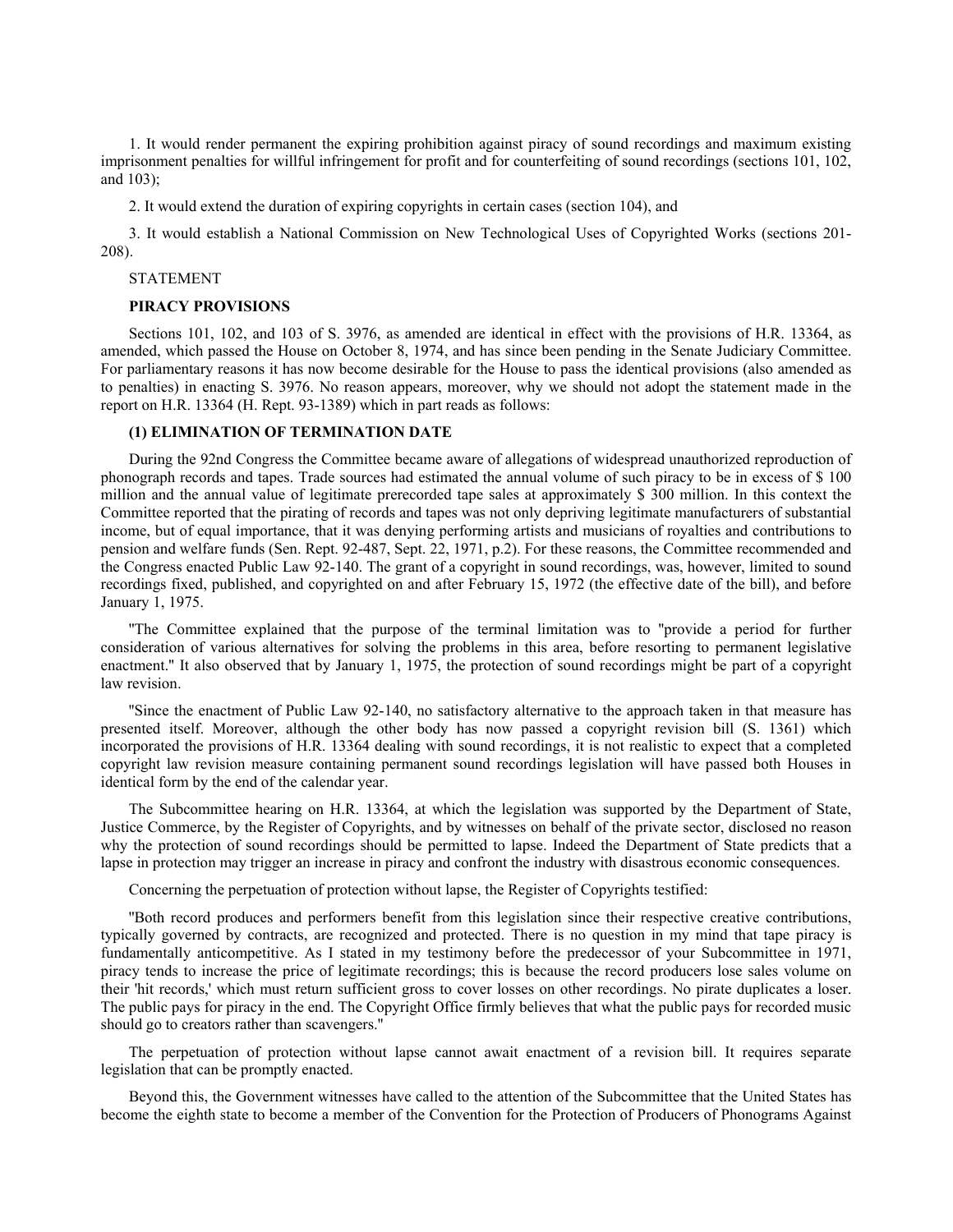1. It would render permanent the expiring prohibition against piracy of sound recordings and maximum existing imprisonment penalties for willful infringement for profit and for counterfeiting of sound recordings (sections 101, 102, and 103);

2. It would extend the duration of expiring copyrights in certain cases (section 104), and

3. It would establish a National Commission on New Technological Uses of Copyrighted Works (sections 201-208).

STATEMENT

**PIRACY PROVISIONS**

Sections 101, 102, and 103 of S. 3976, as amended are identical in effect with the provisions of H.R. 13364, as amended, which passed the House on October 8, 1974, and has since been pending in the Senate Judiciary Committee. For parliamentary reasons it has now become desirable for the House to pass the identical provisions (also amended as to penalties) in enacting S. 3976. No reason appears, moreover, why we should not adopt the statement made in the report on H.R. 13364 (H. Rept. 93-1389) which in part reads as follows:

**(1) ELIMINATION OF TERMINATION DATE**

During the 92nd Congress the Committee became aware of allegations of widespread unauthorized reproduction of phonograph records and tapes. Trade sources had estimated the annual volume of such piracy to be in excess of $ 100 million and the annual value of legitimate prerecorded tape sales at approximately $ 300 million. In this context the Committee reported that the pirating of records and tapes was not only depriving legitimate manufacturers of substantial income, but of equal importance, that it was denying performing artists and musicians of royalties and contributions to pension and welfare funds (Sen. Rept. 92-487, Sept. 22, 1971, p.2). For these reasons, the Committee recommended and the Congress enacted Public Law 92-140. The grant of a copyright in sound recordings, was, however, limited to sound recordings fixed, published, and copyrighted on and after February 15, 1972 (the effective date of the bill), and before January 1, 1975.

"The Committee explained that the purpose of the terminal limitation was to "provide a period for further consideration of various alternatives for solving the problems in this area, before resorting to permanent legislative enactment." It also observed that by January 1, 1975, the protection of sound recordings might be part of a copyright law revision.

"Since the enactment of Public Law 92-140, no satisfactory alternative to the approach taken in that measure has presented itself. Moreover, although the other body has now passed a copyright revision bill (S. 1361) which incorporated the provisions of H.R. 13364 dealing with sound recordings, it is not realistic to expect that a completed copyright law revision measure containing permanent sound recordings legislation will have passed both Houses in identical form by the end of the calendar year.

The Subcommittee hearing on H.R. 13364, at which the legislation was supported by the Department of State, Justice Commerce, by the Register of Copyrights, and by witnesses on behalf of the private sector, disclosed no reason why the protection of sound recordings should be permitted to lapse. Indeed the Department of State predicts that a lapse in protection may trigger an increase in piracy and confront the industry with disastrous economic consequences.

Concerning the perpetuation of protection without lapse, the Register of Copyrights testified:

"Both record produces and performers benefit from this legislation since their respective creative contributions, typically governed by contracts, are recognized and protected. There is no question in my mind that tape piracy is fundamentally anticompetitive. As I stated in my testimony before the predecessor of your Subcommittee in 1971, piracy tends to increase the price of legitimate recordings; this is because the record producers lose sales volume on their 'hit records,' which must return sufficient gross to cover losses on other recordings. No pirate duplicates a loser. The public pays for piracy in the end. The Copyright Office firmly believes that what the public pays for recorded music should go to creators rather than scavengers."

The perpetuation of protection without lapse cannot await enactment of a revision bill. It requires separate legislation that can be promptly enacted.

Beyond this, the Government witnesses have called to the attention of the Subcommittee that the United States has become the eighth state to become a member of the Convention for the Protection of Producers of Phonograms Against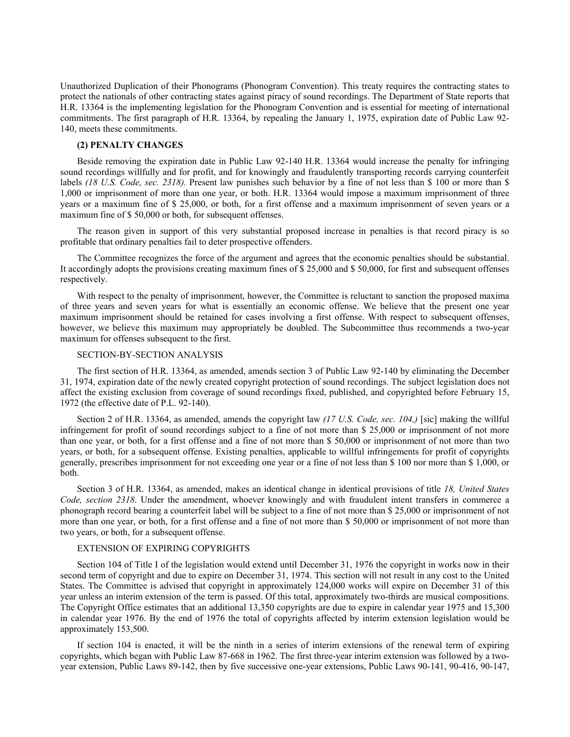Unauthorized Duplication of their Phonograms (Phonogram Convention). This treaty requires the contracting states to protect the nationals of other contracting states against piracy of sound recordings. The Department of State reports that H.R. 13364 is the implementing legislation for the Phonogram Convention and is essential for meeting of international commitments. The first paragraph of H.R. 13364, by repealing the January 1, 1975, expiration date of Public Law 92-140, meets these commitments.

**(2) PENALTY CHANGES**

Beside removing the expiration date in Public Law 92-140 H.R. 13364 would increase the penalty for infringing sound recordings willfully and for profit, and for knowingly and fraudulently transporting records carrying counterfeit labels *(18 U.S. Code, sec. 2318).* Present law punishes such behavior by a fine of not less than $ 100 or more than $ 1,000 or imprisonment of more than one year, or both. H.R. 13364 would impose a maximum imprisonment of three years or a maximum fine of $ 25,000, or both, for a first offense and a maximum imprisonment of seven years or a maximum fine of $ 50,000 or both, for subsequent offenses.

The reason given in support of this very substantial proposed increase in penalties is that record piracy is so profitable that ordinary penalties fail to deter prospective offenders.

The Committee recognizes the force of the argument and agrees that the economic penalties should be substantial. It accordingly adopts the provisions creating maximum fines of $ 25,000 and $ 50,000, for first and subsequent offenses respectively.

With respect to the penalty of imprisonment, however, the Committee is reluctant to sanction the proposed maxima of three years and seven years for what is essentially an economic offense. We believe that the present one year maximum imprisonment should be retained for cases involving a first offense. With respect to subsequent offenses, however, we believe this maximum may appropriately be doubled. The Subcommittee thus recommends a two-year maximum for offenses subsequent to the first.

SECTION-BY-SECTION ANALYSIS

The first section of H.R. 13364, as amended, amends section 3 of Public Law 92-140 by eliminating the December 31, 1974, expiration date of the newly created copyright protection of sound recordings. The subject legislation does not affect the existing exclusion from coverage of sound recordings fixed, published, and copyrighted before February 15, 1972 (the effective date of P.L. 92-140).

Section 2 of H.R. 13364, as amended, amends the copyright law *(17 U.S. Code, sec. 104,)* [sic] making the willful infringement for profit of sound recordings subject to a fine of not more than $ 25,000 or imprisonment of not more than one year, or both, for a first offense and a fine of not more than $ 50,000 or imprisonment of not more than two years, or both, for a subsequent offense. Existing penalties, applicable to willful infringements for profit of copyrights generally, prescribes imprisonment for not exceeding one year or a fine of not less than $ 100 nor more than $ 1,000, or both.

Section 3 of H.R. 13364, as amended, makes an identical change in identical provisions of title *18, United States Code, section 2318.* Under the amendment, whoever knowingly and with fraudulent intent transfers in commerce a phonograph record bearing a counterfeit label will be subject to a fine of not more than $ 25,000 or imprisonment of not more than one year, or both, for a first offense and a fine of not more than $ 50,000 or imprisonment of not more than two years, or both, for a subsequent offense.

EXTENSION OF EXPIRING COPYRIGHTS

Section 104 of Title I of the legislation would extend until December 31, 1976 the copyright in works now in their second term of copyright and due to expire on December 31, 1974. This section will not result in any cost to the United States. The Committee is advised that copyright in approximately 124,000 works will expire on December 31 of this year unless an interim extension of the term is passed. Of this total, approximately two-thirds are musical compositions. The Copyright Office estimates that an additional 13,350 copyrights are due to expire in calendar year 1975 and 15,300 in calendar year 1976. By the end of 1976 the total of copyrights affected by interim extension legislation would be approximately 153,500.

If section 104 is enacted, it will be the ninth in a series of interim extensions of the renewal term of expiring copyrights, which began with Public Law 87-668 in 1962. The first three-year interim extension was followed by a two-year extension, Public Laws 89-142, then by five successive one-year extensions, Public Laws 90-141, 90-416, 90-147,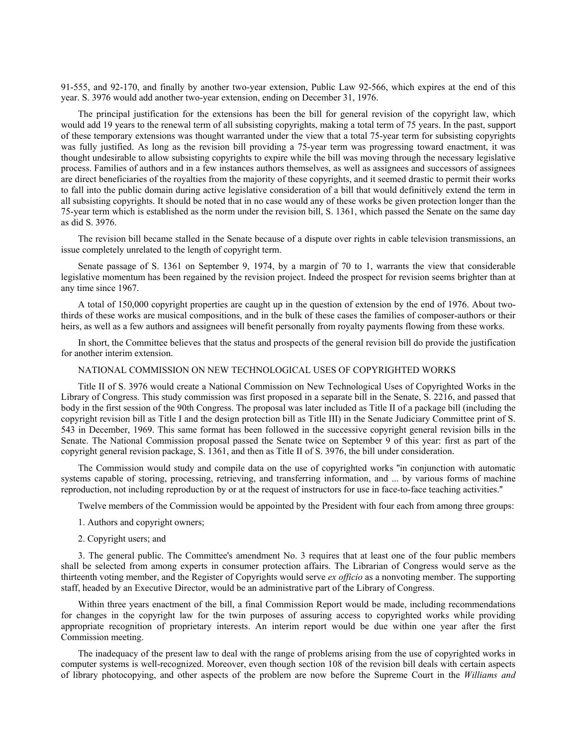91-555, and 92-170, and finally by another two-year extension, Public Law 92-566, which expires at the end of this year. S. 3976 would add another two-year extension, ending on December 31, 1976.

The principal justification for the extensions has been the bill for general revision of the copyright law, which would add 19 years to the renewal term of all subsisting copyrights, making a total term of 75 years. In the past, support of these temporary extensions was thought warranted under the view that a total 75-year term for subsisting copyrights was fully justified. As long as the revision bill providing a 75-year term was progressing toward enactment, it was thought undesirable to allow subsisting copyrights to expire while the bill was moving through the necessary legislative process. Families of authors and in a few instances authors themselves, as well as assignees and successors of assignees are direct beneficiaries of the royalties from the majority of these copyrights, and it seemed drastic to permit their works to fall into the public domain during active legislative consideration of a bill that would definitively extend the term in all subsisting copyrights. It should be noted that in no case would any of these works be given protection longer than the 75-year term which is established as the norm under the revision bill, S. 1361, which passed the Senate on the same day as did S. 3976.

The revision bill became stalled in the Senate because of a dispute over rights in cable television transmissions, an issue completely unrelated to the length of copyright term.

Senate passage of S. 1361 on September 9, 1974, by a margin of 70 to 1, warrants the view that considerable legislative momentum has been regained by the revision project. Indeed the prospect for revision seems brighter than at any time since 1967.

A total of 150,000 copyright properties are caught up in the question of extension by the end of 1976. About two-thirds of these works are musical compositions, and in the bulk of these cases the families of composer-authors or their heirs, as well as a few authors and assignees will benefit personally from royalty payments flowing from these works.

In short, the Committee believes that the status and prospects of the general revision bill do provide the justification for another interim extension.

NATIONAL COMMISSION ON NEW TECHNOLOGICAL USES OF COPYRIGHTED WORKS

Title II of S. 3976 would create a National Commission on New Technological Uses of Copyrighted Works in the Library of Congress. This study commission was first proposed in a separate bill in the Senate, S. 2216, and passed that body in the first session of the 90th Congress. The proposal was later included as Title II of a package bill (including the copyright revision bill as Title I and the design protection bill as Title III) in the Senate Judiciary Committee print of S. 543 in December, 1969. This same format has been followed in the successive copyright general revision bills in the Senate. The National Commission proposal passed the Senate twice on September 9 of this year: first as part of the copyright general revision package, S. 1361, and then as Title II of S. 3976, the bill under consideration.

The Commission would study and compile data on the use of copyrighted works "in conjunction with automatic systems capable of storing, processing, retrieving, and transferring information, and ... by various forms of machine reproduction, not including reproduction by or at the request of instructors for use in face-to-face teaching activities."

Twelve members of the Commission would be appointed by the President with four each from among three groups:

1. Authors and copyright owners;

2. Copyright users; and

3. The general public. The Committee's amendment No. 3 requires that at least one of the four public members shall be selected from among experts in consumer protection affairs. The Librarian of Congress would serve as the thirteenth voting member, and the Register of Copyrights would serve *ex officio* as a nonvoting member. The supporting staff, headed by an Executive Director, would be an administrative part of the Library of Congress.

Within three years enactment of the bill, a final Commission Report would be made, including recommendations for changes in the copyright law for the twin purposes of assuring access to copyrighted works while providing appropriate recognition of proprietary interests. An interim report would be due within one year after the first Commission meeting.

The inadequacy of the present law to deal with the range of problems arising from the use of copyrighted works in computer systems is well-recognized. Moreover, even though section 108 of the revision bill deals with certain aspects of library photocopying, and other aspects of the problem are now before the Supreme Court in the *Williams and*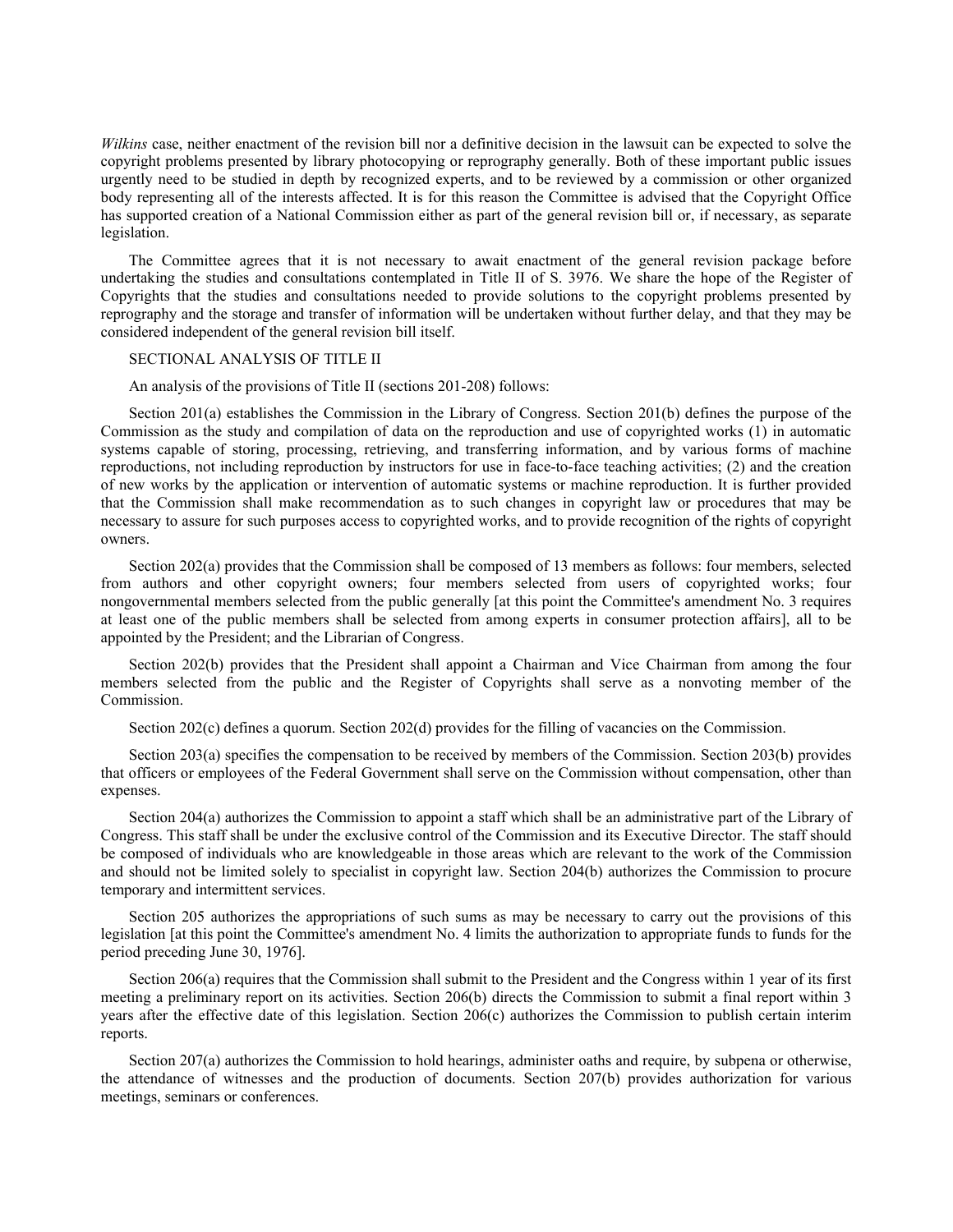*Wilkins* case, neither enactment of the revision bill nor a definitive decision in the lawsuit can be expected to solve the copyright problems presented by library photocopying or reprography generally. Both of these important public issues urgently need to be studied in depth by recognized experts, and to be reviewed by a commission or other organized body representing all of the interests affected. It is for this reason the Committee is advised that the Copyright Office has supported creation of a National Commission either as part of the general revision bill or, if necessary, as separate legislation.

The Committee agrees that it is not necessary to await enactment of the general revision package before undertaking the studies and consultations contemplated in Title II of S. 3976. We share the hope of the Register of Copyrights that the studies and consultations needed to provide solutions to the copyright problems presented by reprography and the storage and transfer of information will be undertaken without further delay, and that they may be considered independent of the general revision bill itself.

SECTIONAL ANALYSIS OF TITLE II

An analysis of the provisions of Title II (sections 201-208) follows:

Section 201(a) establishes the Commission in the Library of Congress. Section 201(b) defines the purpose of the Commission as the study and compilation of data on the reproduction and use of copyrighted works (1) in automatic systems capable of storing, processing, retrieving, and transferring information, and by various forms of machine reproductions, not including reproduction by instructors for use in face-to-face teaching activities; (2) and the creation of new works by the application or intervention of automatic systems or machine reproduction. It is further provided that the Commission shall make recommendation as to such changes in copyright law or procedures that may be necessary to assure for such purposes access to copyrighted works, and to provide recognition of the rights of copyright owners.

Section 202(a) provides that the Commission shall be composed of 13 members as follows: four members, selected from authors and other copyright owners; four members selected from users of copyrighted works; four nongovernmental members selected from the public generally [at this point the Committee's amendment No. 3 requires at least one of the public members shall be selected from among experts in consumer protection affairs], all to be appointed by the President; and the Librarian of Congress.

Section 202(b) provides that the President shall appoint a Chairman and Vice Chairman from among the four members selected from the public and the Register of Copyrights shall serve as a nonvoting member of the Commission.

Section 202(c) defines a quorum. Section 202(d) provides for the filling of vacancies on the Commission.

Section 203(a) specifies the compensation to be received by members of the Commission. Section 203(b) provides that officers or employees of the Federal Government shall serve on the Commission without compensation, other than expenses.

Section 204(a) authorizes the Commission to appoint a staff which shall be an administrative part of the Library of Congress. This staff shall be under the exclusive control of the Commission and its Executive Director. The staff should be composed of individuals who are knowledgeable in those areas which are relevant to the work of the Commission and should not be limited solely to specialist in copyright law. Section 204(b) authorizes the Commission to procure temporary and intermittent services.

Section 205 authorizes the appropriations of such sums as may be necessary to carry out the provisions of this legislation [at this point the Committee's amendment No. 4 limits the authorization to appropriate funds to funds for the period preceding June 30, 1976].

Section 206(a) requires that the Commission shall submit to the President and the Congress within 1 year of its first meeting a preliminary report on its activities. Section 206(b) directs the Commission to submit a final report within 3 years after the effective date of this legislation. Section 206(c) authorizes the Commission to publish certain interim reports.

Section 207(a) authorizes the Commission to hold hearings, administer oaths and require, by subpena or otherwise, the attendance of witnesses and the production of documents. Section 207(b) provides authorization for various meetings, seminars or conferences.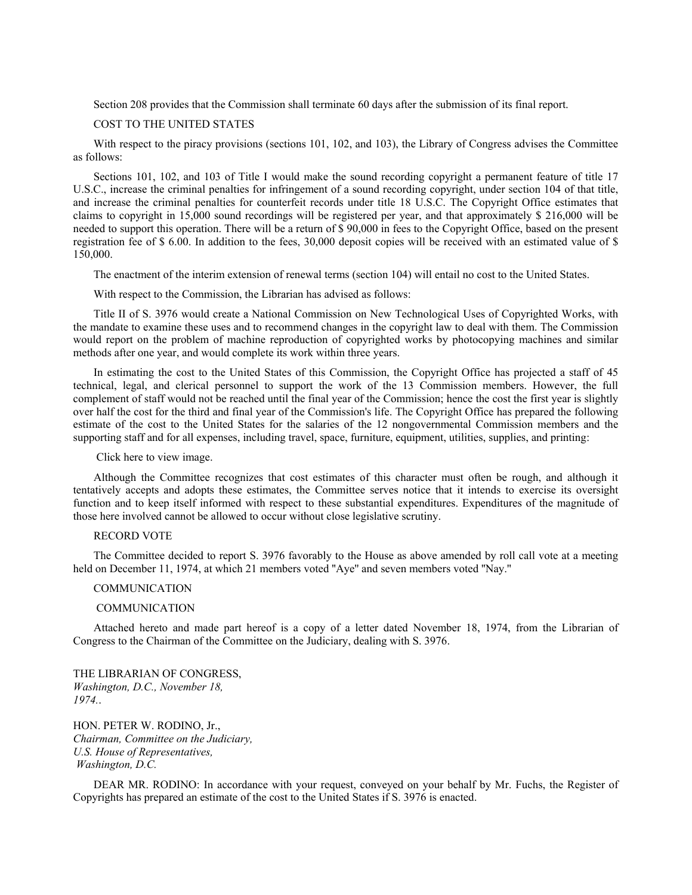Section 208 provides that the Commission shall terminate 60 days after the submission of its final report.

COST TO THE UNITED STATES

With respect to the piracy provisions (sections 101, 102, and 103), the Library of Congress advises the Committee as follows:

Sections 101, 102, and 103 of Title I would make the sound recording copyright a permanent feature of title 17 U.S.C., increase the criminal penalties for infringement of a sound recording copyright, under section 104 of that title, and increase the criminal penalties for counterfeit records under title 18 U.S.C. The Copyright Office estimates that claims to copyright in 15,000 sound recordings will be registered per year, and that approximately $ 216,000 will be needed to support this operation. There will be a return of $ 90,000 in fees to the Copyright Office, based on the present registration fee of $ 6.00. In addition to the fees, 30,000 deposit copies will be received with an estimated value of $ 150,000.

The enactment of the interim extension of renewal terms (section 104) will entail no cost to the United States.

With respect to the Commission, the Librarian has advised as follows:

Title II of S. 3976 would create a National Commission on New Technological Uses of Copyrighted Works, with the mandate to examine these uses and to recommend changes in the copyright law to deal with them. The Commission would report on the problem of machine reproduction of copyrighted works by photocopying machines and similar methods after one year, and would complete its work within three years.

In estimating the cost to the United States of this Commission, the Copyright Office has projected a staff of 45 technical, legal, and clerical personnel to support the work of the 13 Commission members. However, the full complement of staff would not be reached until the final year of the Commission; hence the cost the first year is slightly over half the cost for the third and final year of the Commission's life. The Copyright Office has prepared the following estimate of the cost to the United States for the salaries of the 12 nongovernmental Commission members and the supporting staff and for all expenses, including travel, space, furniture, equipment, utilities, supplies, and printing:

Click here to view image.

Although the Committee recognizes that cost estimates of this character must often be rough, and although it tentatively accepts and adopts these estimates, the Committee serves notice that it intends to exercise its oversight function and to keep itself informed with respect to these substantial expenditures. Expenditures of the magnitude of those here involved cannot be allowed to occur without close legislative scrutiny.

RECORD VOTE

The Committee decided to report S. 3976 favorably to the House as above amended by roll call vote at a meeting held on December 11, 1974, at which 21 members voted "Aye" and seven members voted "Nay."

COMMUNICATION

COMMUNICATION

Attached hereto and made part hereof is a copy of a letter dated November 18, 1974, from the Librarian of Congress to the Chairman of the Committee on the Judiciary, dealing with S. 3976.

THE LIBRARIAN OF CONGRESS,  
*Washington, D.C., November 18, 1974..*

HON. PETER W. RODINO, Jr.,  
*Chairman, Committee on the Judiciary,*  
*U.S. House of Representatives,*  
*Washington, D.C.*

DEAR MR. RODINO: In accordance with your request, conveyed on your behalf by Mr. Fuchs, the Register of Copyrights has prepared an estimate of the cost to the United States if S. 3976 is enacted.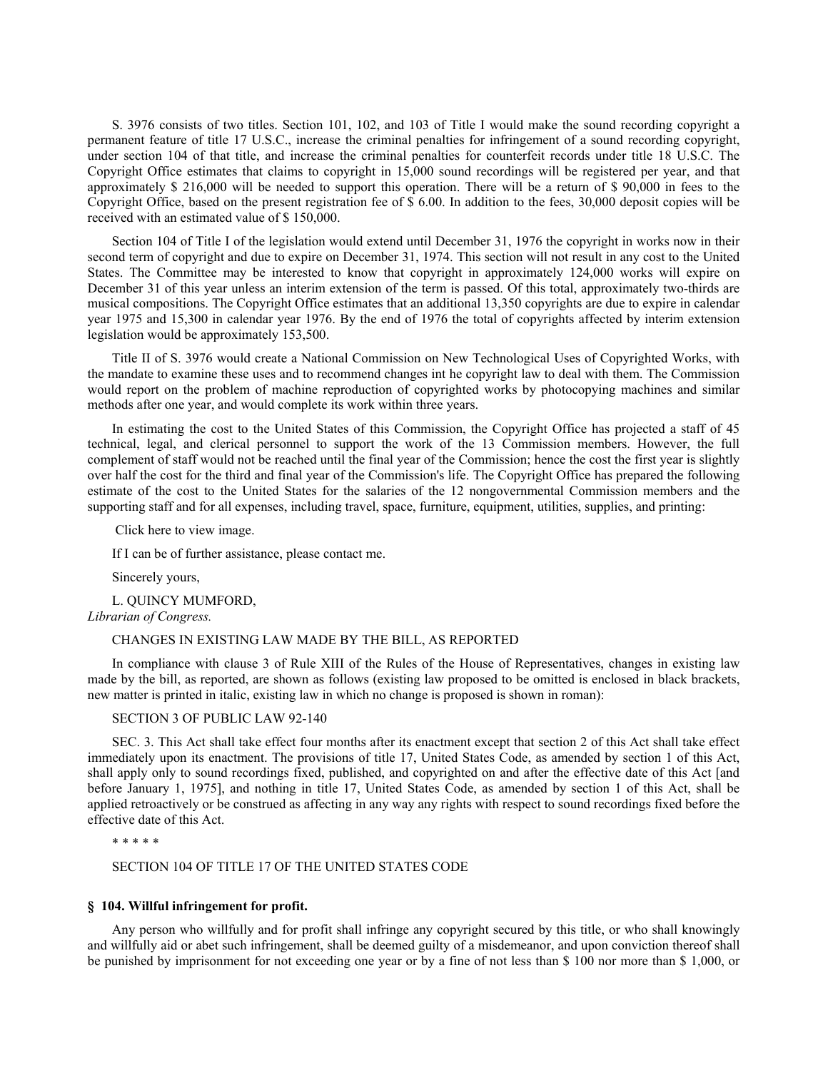S. 3976 consists of two titles. Section 101, 102, and 103 of Title I would make the sound recording copyright a permanent feature of title 17 U.S.C., increase the criminal penalties for infringement of a sound recording copyright, under section 104 of that title, and increase the criminal penalties for counterfeit records under title 18 U.S.C. The Copyright Office estimates that claims to copyright in 15,000 sound recordings will be registered per year, and that approximately $ 216,000 will be needed to support this operation. There will be a return of $ 90,000 in fees to the Copyright Office, based on the present registration fee of $ 6.00. In addition to the fees, 30,000 deposit copies will be received with an estimated value of $ 150,000.

Section 104 of Title I of the legislation would extend until December 31, 1976 the copyright in works now in their second term of copyright and due to expire on December 31, 1974. This section will not result in any cost to the United States. The Committee may be interested to know that copyright in approximately 124,000 works will expire on December 31 of this year unless an interim extension of the term is passed. Of this total, approximately two-thirds are musical compositions. The Copyright Office estimates that an additional 13,350 copyrights are due to expire in calendar year 1975 and 15,300 in calendar year 1976. By the end of 1976 the total of copyrights affected by interim extension legislation would be approximately 153,500.

Title II of S. 3976 would create a National Commission on New Technological Uses of Copyrighted Works, with the mandate to examine these uses and to recommend changes int he copyright law to deal with them. The Commission would report on the problem of machine reproduction of copyrighted works by photocopying machines and similar methods after one year, and would complete its work within three years.

In estimating the cost to the United States of this Commission, the Copyright Office has projected a staff of 45 technical, legal, and clerical personnel to support the work of the 13 Commission members. However, the full complement of staff would not be reached until the final year of the Commission; hence the cost the first year is slightly over half the cost for the third and final year of the Commission's life. The Copyright Office has prepared the following estimate of the cost to the United States for the salaries of the 12 nongovernmental Commission members and the supporting staff and for all expenses, including travel, space, furniture, equipment, utilities, supplies, and printing:

Click here to view image.

If I can be of further assistance, please contact me.

Sincerely yours,

L. QUINCY MUMFORD,
*Librarian of Congress.*

CHANGES IN EXISTING LAW MADE BY THE BILL, AS REPORTED

In compliance with clause 3 of Rule XIII of the Rules of the House of Representatives, changes in existing law made by the bill, as reported, are shown as follows (existing law proposed to be omitted is enclosed in black brackets, new matter is printed in italic, existing law in which no change is proposed is shown in roman):

SECTION 3 OF PUBLIC LAW 92-140

SEC. 3. This Act shall take effect four months after its enactment except that section 2 of this Act shall take effect immediately upon its enactment. The provisions of title 17, United States Code, as amended by section 1 of this Act, shall apply only to sound recordings fixed, published, and copyrighted on and after the effective date of this Act [and before January 1, 1975], and nothing in title 17, United States Code, as amended by section 1 of this Act, shall be applied retroactively or be construed as affecting in any way any rights with respect to sound recordings fixed before the effective date of this Act.

* * * * *

SECTION 104 OF TITLE 17 OF THE UNITED STATES CODE

**§ 104. Willful infringement for profit.**

Any person who willfully and for profit shall infringe any copyright secured by this title, or who shall knowingly and willfully aid or abet such infringement, shall be deemed guilty of a misdemeanor, and upon conviction thereof shall be punished by imprisonment for not exceeding one year or by a fine of not less than $ 100 nor more than $ 1,000, or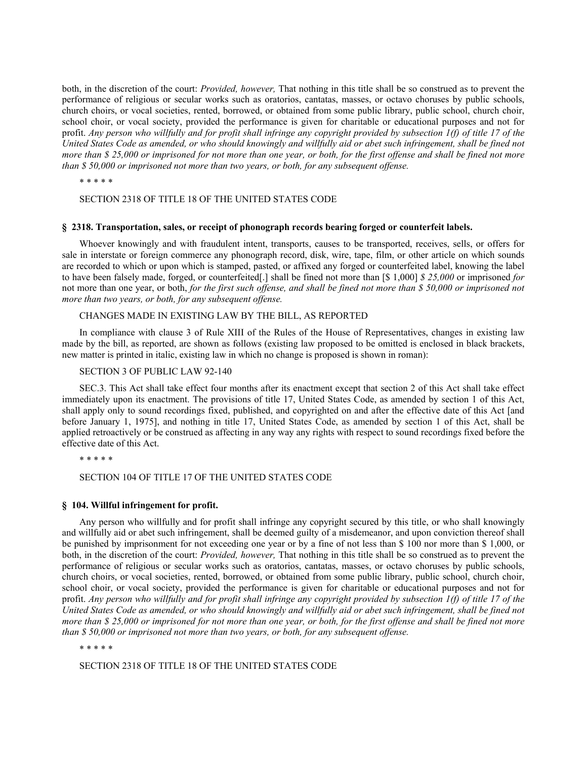both, in the discretion of the court: *Provided, however,* That nothing in this title shall be so construed as to prevent the performance of religious or secular works such as oratorios, cantatas, masses, or octavo choruses by public schools, church choirs, or vocal societies, rented, borrowed, or obtained from some public library, public school, church choir, school choir, or vocal society, provided the performance is given for charitable or educational purposes and not for profit. *Any person who willfully and for profit shall infringe any copyright provided by subsection 1(f) of title 17 of the United States Code as amended, or who should knowingly and willfully aid or abet such infringement, shall be fined not more than $ 25,000 or imprisoned for not more than one year, or both, for the first offense and shall be fined not more than $ 50,000 or imprisoned not more than two years, or both, for any subsequent offense.*

\* \* \* \* \*

SECTION 2318 OF TITLE 18 OF THE UNITED STATES CODE

### § 2318. Transportation, sales, or receipt of phonograph records bearing forged or counterfeit labels.

Whoever knowingly and with fraudulent intent, transports, causes to be transported, receives, sells, or offers for sale in interstate or foreign commerce any phonograph record, disk, wire, tape, film, or other article on which sounds are recorded to which or upon which is stamped, pasted, or affixed any forged or counterfeited label, knowing the label to have been falsely made, forged, or counterfeited[.] shall be fined not more than [$ 1,000] *$ 25,000* or imprisoned *for* not more than one year, or both, *for the first such offense, and shall be fined not more than $ 50,000 or imprisoned not more than two years, or both, for any subsequent offense.*

CHANGES MADE IN EXISTING LAW BY THE BILL, AS REPORTED

In compliance with clause 3 of Rule XIII of the Rules of the House of Representatives, changes in existing law made by the bill, as reported, are shown as follows (existing law proposed to be omitted is enclosed in black brackets, new matter is printed in italic, existing law in which no change is proposed is shown in roman):

SECTION 3 OF PUBLIC LAW 92-140

SEC.3. This Act shall take effect four months after its enactment except that section 2 of this Act shall take effect immediately upon its enactment. The provisions of title 17, United States Code, as amended by section 1 of this Act, shall apply only to sound recordings fixed, published, and copyrighted on and after the effective date of this Act [and before January 1, 1975], and nothing in title 17, United States Code, as amended by section 1 of this Act, shall be applied retroactively or be construed as affecting in any way any rights with respect to sound recordings fixed before the effective date of this Act.

\* \* \* \* \*

SECTION 104 OF TITLE 17 OF THE UNITED STATES CODE

### § 104. Willful infringement for profit.

Any person who willfully and for profit shall infringe any copyright secured by this title, or who shall knowingly and willfully aid or abet such infringement, shall be deemed guilty of a misdemeanor, and upon conviction thereof shall be punished by imprisonment for not exceeding one year or by a fine of not less than $ 100 nor more than $ 1,000, or both, in the discretion of the court: *Provided, however,* That nothing in this title shall be so construed as to prevent the performance of religious or secular works such as oratorios, cantatas, masses, or octavo choruses by public schools, church choirs, or vocal societies, rented, borrowed, or obtained from some public library, public school, church choir, school choir, or vocal society, provided the performance is given for charitable or educational purposes and not for profit. *Any person who willfully and for profit shall infringe any copyright provided by subsection 1(f) of title 17 of the United States Code as amended, or who should knowingly and willfully aid or abet such infringement, shall be fined not more than $ 25,000 or imprisoned for not more than one year, or both, for the first offense and shall be fined not more than $ 50,000 or imprisoned not more than two years, or both, for any subsequent offense.*

\* \* \* \* \*

SECTION 2318 OF TITLE 18 OF THE UNITED STATES CODE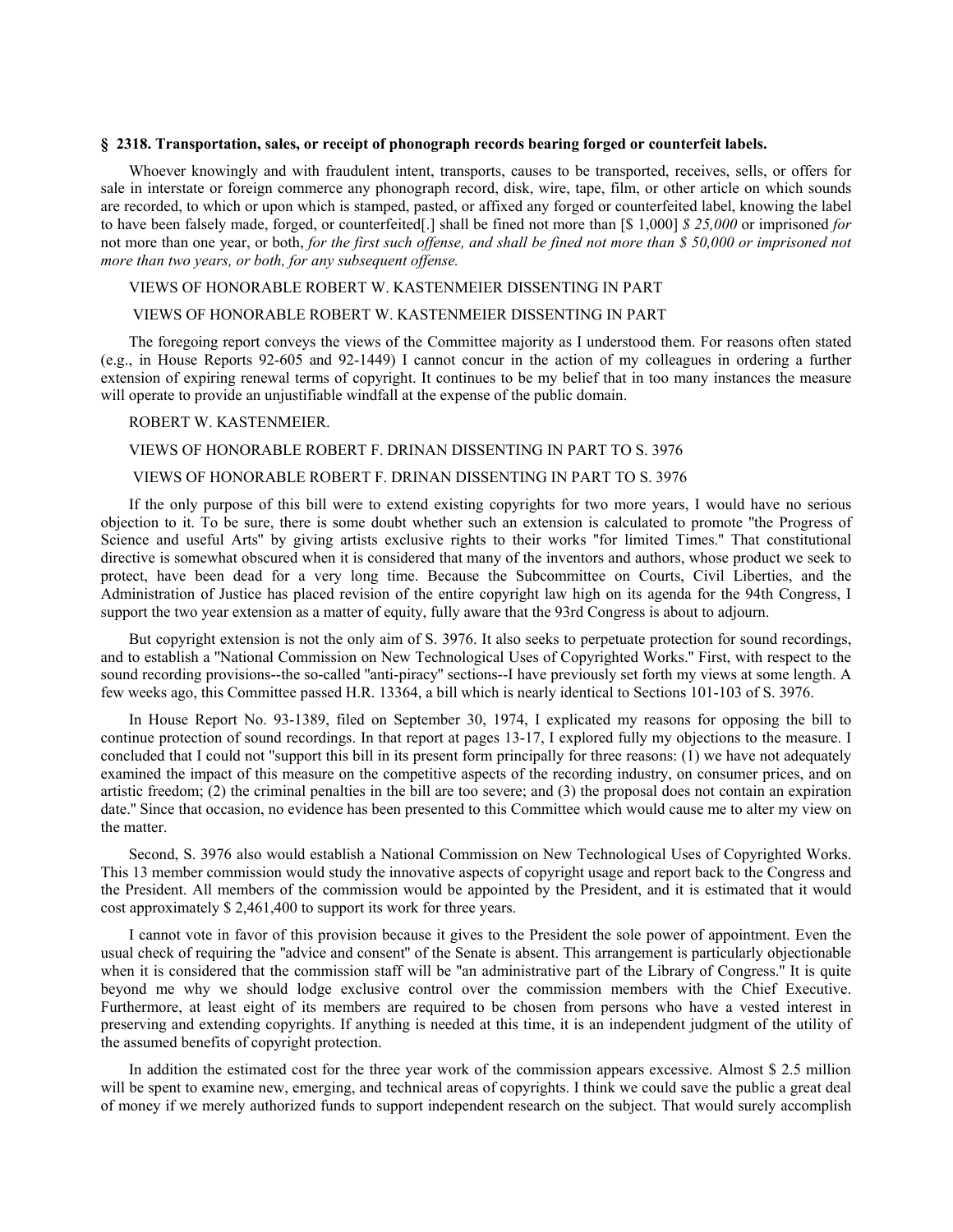**§ 2318. Transportation, sales, or receipt of phonograph records bearing forged or counterfeit labels.**

Whoever knowingly and with fraudulent intent, transports, causes to be transported, receives, sells, or offers for sale in interstate or foreign commerce any phonograph record, disk, wire, tape, film, or other article on which sounds are recorded, to which or upon which is stamped, pasted, or affixed any forged or counterfeited label, knowing the label to have been falsely made, forged, or counterfeited[.] shall be fined not more than [$ 1,000] *$ 25,000* or imprisoned *for* not more than one year, or both, *for the first such offense, and shall be fined not more than $ 50,000 or imprisoned not more than two years, or both, for any subsequent offense.*

VIEWS OF HONORABLE ROBERT W. KASTENMEIER DISSENTING IN PART

VIEWS OF HONORABLE ROBERT W. KASTENMEIER DISSENTING IN PART

The foregoing report conveys the views of the Committee majority as I understood them. For reasons often stated (e.g., in House Reports 92-605 and 92-1449) I cannot concur in the action of my colleagues in ordering a further extension of expiring renewal terms of copyright. It continues to be my belief that in too many instances the measure will operate to provide an unjustifiable windfall at the expense of the public domain.

ROBERT W. KASTENMEIER.

VIEWS OF HONORABLE ROBERT F. DRINAN DISSENTING IN PART TO S. 3976

VIEWS OF HONORABLE ROBERT F. DRINAN DISSENTING IN PART TO S. 3976

If the only purpose of this bill were to extend existing copyrights for two more years, I would have no serious objection to it. To be sure, there is some doubt whether such an extension is calculated to promote "the Progress of Science and useful Arts" by giving artists exclusive rights to their works "for limited Times." That constitutional directive is somewhat obscured when it is considered that many of the inventors and authors, whose product we seek to protect, have been dead for a very long time. Because the Subcommittee on Courts, Civil Liberties, and the Administration of Justice has placed revision of the entire copyright law high on its agenda for the 94th Congress, I support the two year extension as a matter of equity, fully aware that the 93rd Congress is about to adjourn.

But copyright extension is not the only aim of S. 3976. It also seeks to perpetuate protection for sound recordings, and to establish a "National Commission on New Technological Uses of Copyrighted Works." First, with respect to the sound recording provisions--the so-called "anti-piracy" sections--I have previously set forth my views at some length. A few weeks ago, this Committee passed H.R. 13364, a bill which is nearly identical to Sections 101-103 of S. 3976.

In House Report No. 93-1389, filed on September 30, 1974, I explicated my reasons for opposing the bill to continue protection of sound recordings. In that report at pages 13-17, I explored fully my objections to the measure. I concluded that I could not "support this bill in its present form principally for three reasons: (1) we have not adequately examined the impact of this measure on the competitive aspects of the recording industry, on consumer prices, and on artistic freedom; (2) the criminal penalties in the bill are too severe; and (3) the proposal does not contain an expiration date." Since that occasion, no evidence has been presented to this Committee which would cause me to alter my view on the matter.

Second, S. 3976 also would establish a National Commission on New Technological Uses of Copyrighted Works. This 13 member commission would study the innovative aspects of copyright usage and report back to the Congress and the President. All members of the commission would be appointed by the President, and it is estimated that it would cost approximately $ 2,461,400 to support its work for three years.

I cannot vote in favor of this provision because it gives to the President the sole power of appointment. Even the usual check of requiring the "advice and consent" of the Senate is absent. This arrangement is particularly objectionable when it is considered that the commission staff will be "an administrative part of the Library of Congress." It is quite beyond me why we should lodge exclusive control over the commission members with the Chief Executive. Furthermore, at least eight of its members are required to be chosen from persons who have a vested interest in preserving and extending copyrights. If anything is needed at this time, it is an independent judgment of the utility of the assumed benefits of copyright protection.

In addition the estimated cost for the three year work of the commission appears excessive. Almost $ 2.5 million will be spent to examine new, emerging, and technical areas of copyrights. I think we could save the public a great deal of money if we merely authorized funds to support independent research on the subject. That would surely accomplish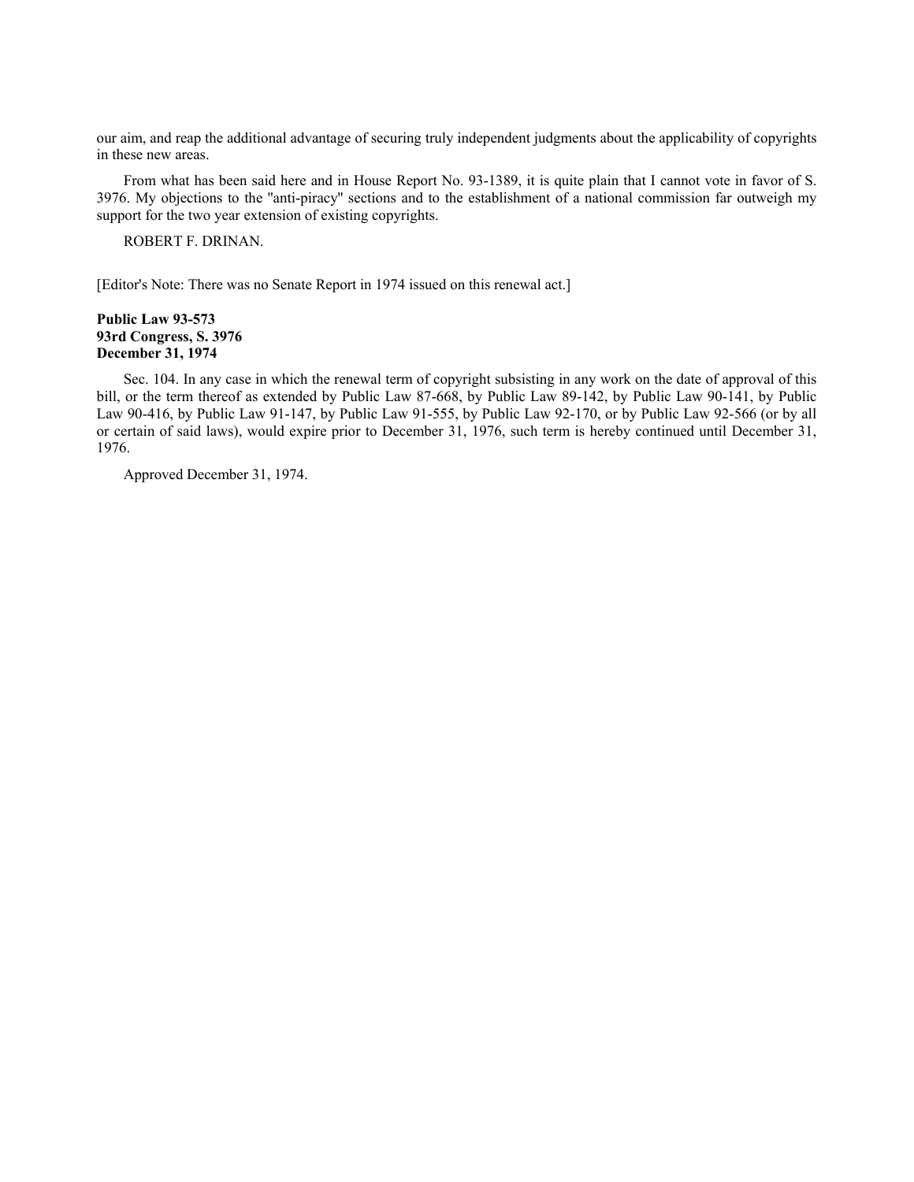our aim, and reap the additional advantage of securing truly independent judgments about the applicability of copyrights in these new areas.

From what has been said here and in House Report No. 93-1389, it is quite plain that I cannot vote in favor of S. 3976. My objections to the "anti-piracy" sections and to the establishment of a national commission far outweigh my support for the two year extension of existing copyrights.

ROBERT F. DRINAN.

[Editor's Note: There was no Senate Report in 1974 issued on this renewal act.]

**Public Law 93-573**
**93rd Congress, S. 3976**
**December 31, 1974**

Sec. 104. In any case in which the renewal term of copyright subsisting in any work on the date of approval of this bill, or the term thereof as extended by Public Law 87-668, by Public Law 89-142, by Public Law 90-141, by Public Law 90-416, by Public Law 91-147, by Public Law 91-555, by Public Law 92-170, or by Public Law 92-566 (or by all or certain of said laws), would expire prior to December 31, 1976, such term is hereby continued until December 31, 1976.

Approved December 31, 1974.